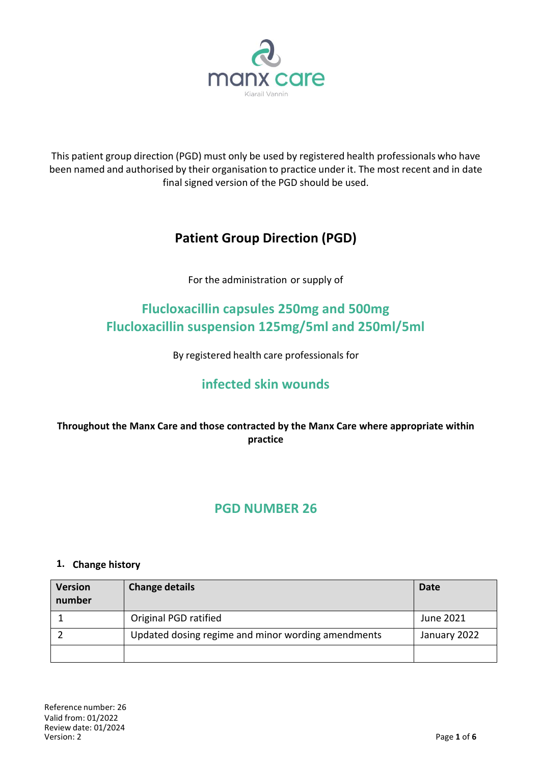manx care

Kiarail Vannin

This patient group direction (PGD) must only be used by registered health professionals who have been named and authorised by their organisation to practice under it. The most recent and in date final signed version of the PGD should be used.

# Patient Group Direction (PGD)

For the administration or supply of

## Flucloxacillin capsules 250mg and 500mg
## Flucloxacillin suspension 125mg/5ml and 250ml/5ml

By registered health care professionals for

## infected skin wounds

**Throughout the Manx Care and those contracted by the Manx Care where appropriate within practice**

## PGD NUMBER 26

### 1. Change history

| Version number | Change details | Date |
|---|---|---|
| 1 | Original PGD ratified | June 2021 |
| 2 | Updated dosing regime and minor wording amendments | January 2022 |
| | | |

Reference number: 26
Valid from: 01/2022
Review date: 01/2024
Version: 2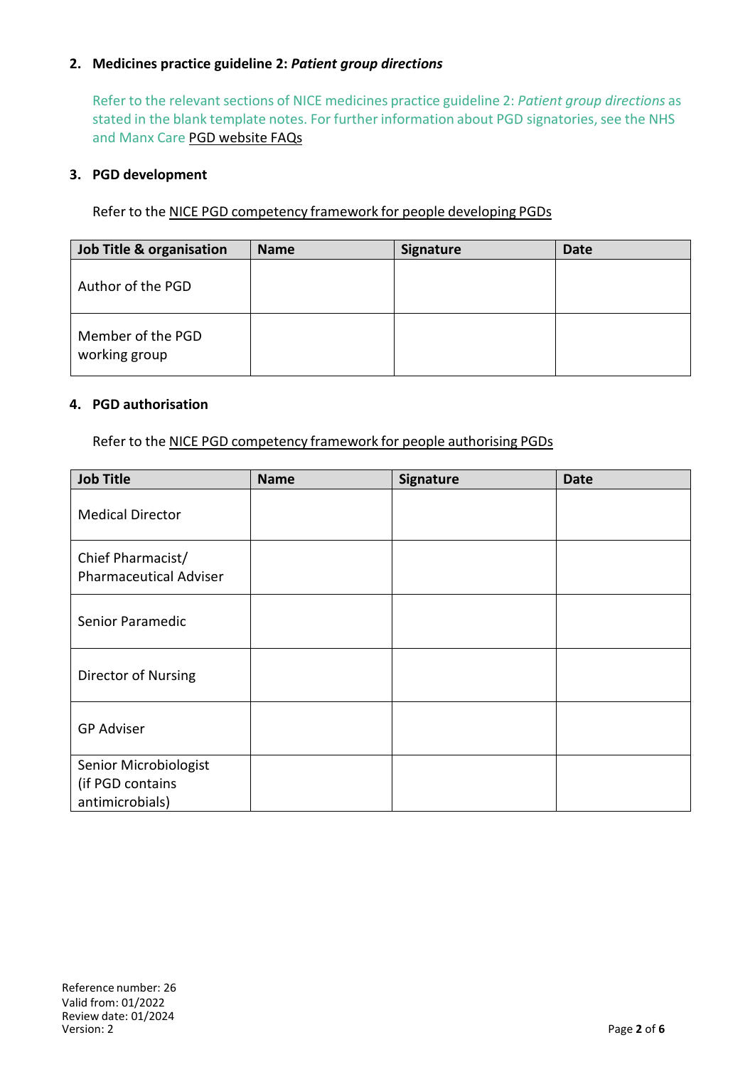## 2. Medicines practice guideline 2: *Patient group directions*

Refer to the relevant sections of NICE medicines practice guideline 2: *Patient group directions* as stated in the blank template notes. For further information about PGD signatories, see the NHS and Manx Care PGD website FAQs

## 3. PGD development

Refer to the NICE PGD competency framework for people developing PGDs

| Job Title & organisation | Name | Signature | Date |
|---|---|---|---|
| Author of the PGD | | | |
| Member of the PGD working group | | | |

## 4. PGD authorisation

Refer to the NICE PGD competency framework for people authorising PGDs

| Job Title | Name | Signature | Date |
|---|---|---|---|
| Medical Director | | | |
| Chief Pharmacist/ Pharmaceutical Adviser | | | |
| Senior Paramedic | | | |
| Director of Nursing | | | |
| GP Adviser | | | |
| Senior Microbiologist (if PGD contains antimicrobials) | | | |

Reference number: 26
Valid from: 01/2022
Review date: 01/2024
Version: 2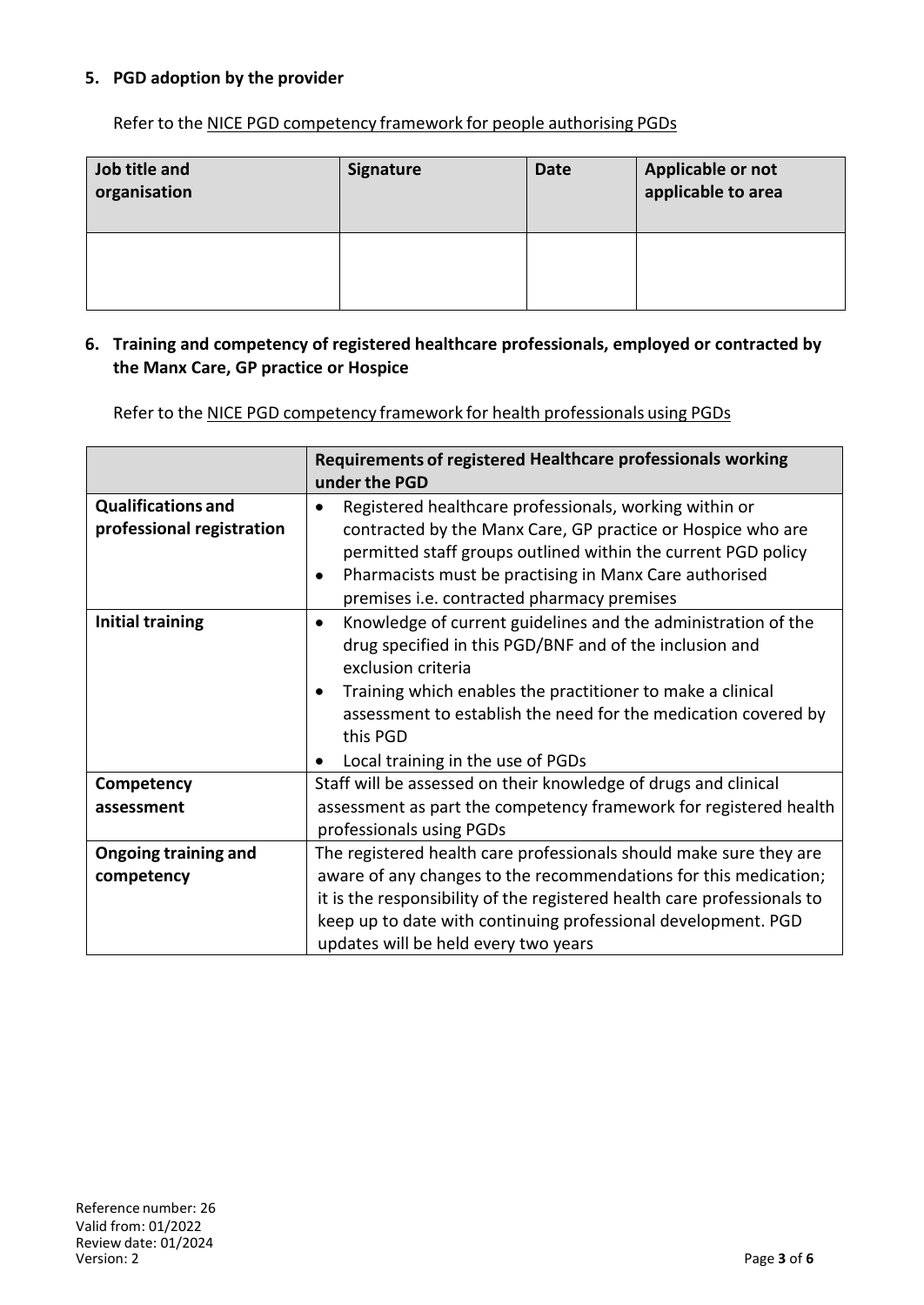## 5. PGD adoption by the provider

Refer to the NICE PGD competency framework for people authorising PGDs

| Job title and organisation | Signature | Date | Applicable or not applicable to area |
|---|---|---|---|
| | | | |

## 6. Training and competency of registered healthcare professionals, employed or contracted by the Manx Care, GP practice or Hospice

Refer to the NICE PGD competency framework for health professionals using PGDs

| | Requirements of registered Healthcare professionals working under the PGD |
|---|---|
| **Qualifications and professional registration** | • Registered healthcare professionals, working within or contracted by the Manx Care, GP practice or Hospice who are permitted staff groups outlined within the current PGD policy<br>• Pharmacists must be practising in Manx Care authorised premises i.e. contracted pharmacy premises |
| **Initial training** | • Knowledge of current guidelines and the administration of the drug specified in this PGD/BNF and of the inclusion and exclusion criteria<br>• Training which enables the practitioner to make a clinical assessment to establish the need for the medication covered by this PGD<br>• Local training in the use of PGDs |
| **Competency assessment** | Staff will be assessed on their knowledge of drugs and clinical assessment as part the competency framework for registered health professionals using PGDs |
| **Ongoing training and competency** | The registered health care professionals should make sure they are aware of any changes to the recommendations for this medication; it is the responsibility of the registered health care professionals to keep up to date with continuing professional development. PGD updates will be held every two years |

Reference number: 26
Valid from: 01/2022
Review date: 01/2024
Version: 2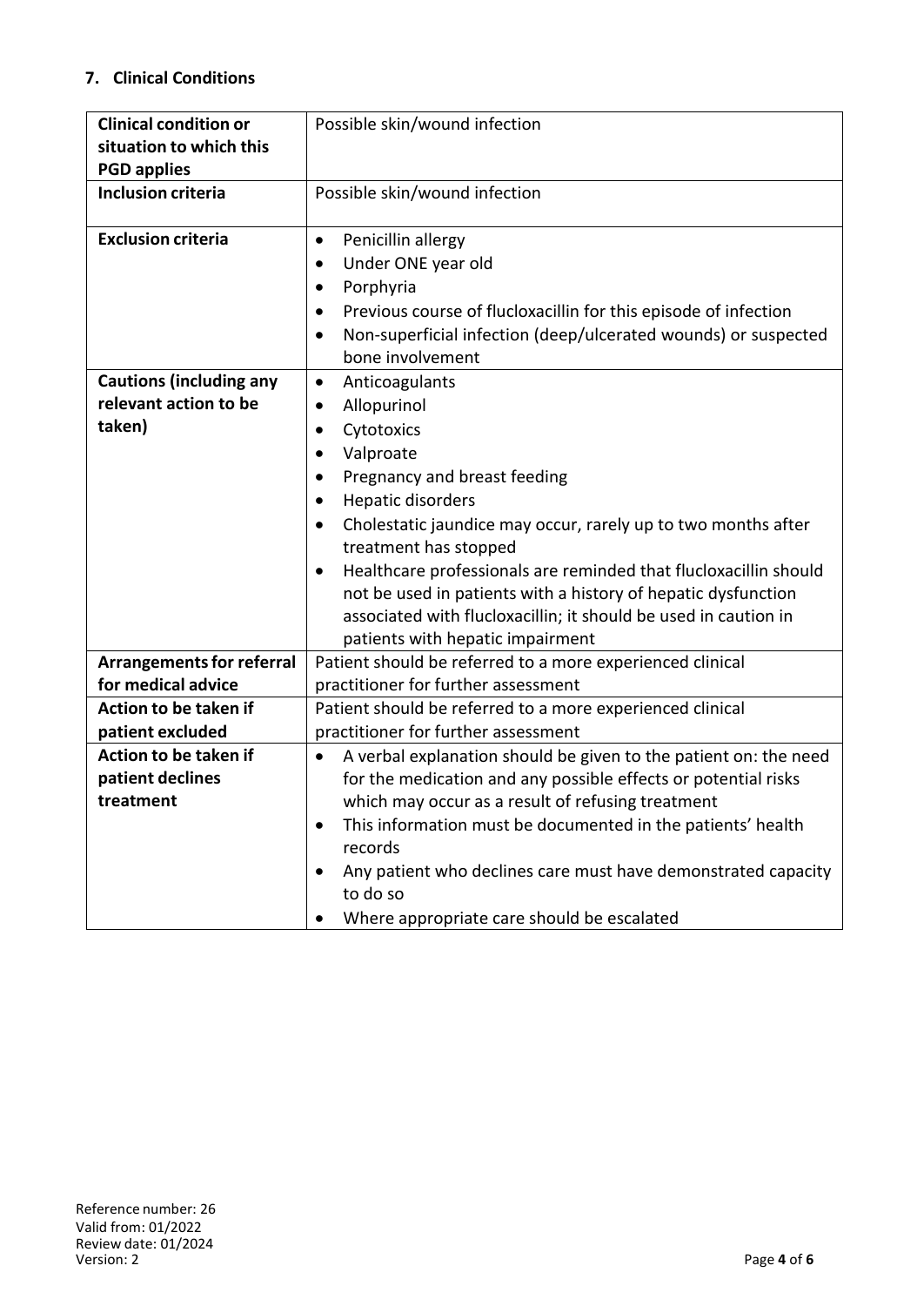## 7. Clinical Conditions

| | |
|---|---|
| **Clinical condition or situation to which this PGD applies** | Possible skin/wound infection |
| **Inclusion criteria** | Possible skin/wound infection |
| **Exclusion criteria** | • Penicillin allergy<br>• Under ONE year old<br>• Porphyria<br>• Previous course of flucloxacillin for this episode of infection<br>• Non-superficial infection (deep/ulcerated wounds) or suspected bone involvement |
| **Cautions (including any relevant action to be taken)** | • Anticoagulants<br>• Allopurinol<br>• Cytotoxics<br>• Valproate<br>• Pregnancy and breast feeding<br>• Hepatic disorders<br>• Cholestatic jaundice may occur, rarely up to two months after treatment has stopped<br>• Healthcare professionals are reminded that flucloxacillin should not be used in patients with a history of hepatic dysfunction associated with flucloxacillin; it should be used in caution in patients with hepatic impairment |
| **Arrangements for referral for medical advice** | Patient should be referred to a more experienced clinical practitioner for further assessment |
| **Action to be taken if patient excluded** | Patient should be referred to a more experienced clinical practitioner for further assessment |
| **Action to be taken if patient declines treatment** | • A verbal explanation should be given to the patient on: the need for the medication and any possible effects or potential risks which may occur as a result of refusing treatment<br>• This information must be documented in the patients' health records<br>• Any patient who declines care must have demonstrated capacity to do so<br>• Where appropriate care should be escalated |

Reference number: 26
Valid from: 01/2022
Review date: 01/2024
Version: 2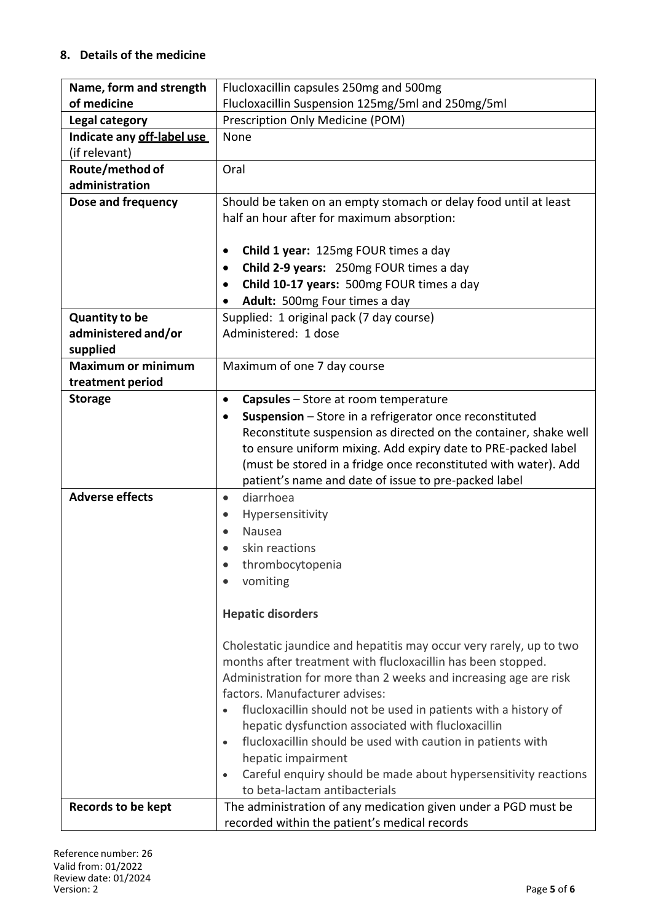## 8. Details of the medicine

| | |
|---|---|
| **Name, form and strength of medicine** | Flucloxacillin capsules 250mg and 500mg<br>Flucloxacillin Suspension 125mg/5ml and 250mg/5ml |
| **Legal category** | Prescription Only Medicine (POM) |
| **Indicate any off-label use** (if relevant) | None |
| **Route/method of administration** | Oral |
| **Dose and frequency** | Should be taken on an empty stomach or delay food until at least half an hour after for maximum absorption:<br><br>• **Child 1 year:** 125mg FOUR times a day<br>• **Child 2-9 years:** 250mg FOUR times a day<br>• **Child 10-17 years:** 500mg FOUR times a day<br>• **Adult:** 500mg Four times a day |
| **Quantity to be administered and/or supplied** | Supplied: 1 original pack (7 day course)<br>Administered: 1 dose |
| **Maximum or minimum treatment period** | Maximum of one 7 day course |
| **Storage** | • **Capsules** – Store at room temperature<br>• **Suspension** – Store in a refrigerator once reconstituted Reconstitute suspension as directed on the container, shake well to ensure uniform mixing. Add expiry date to PRE-packed label (must be stored in a fridge once reconstituted with water). Add patient's name and date of issue to pre-packed label |
| **Adverse effects** | • diarrhoea<br>• Hypersensitivity<br>• Nausea<br>• skin reactions<br>• thrombocytopenia<br>• vomiting<br><br>**Hepatic disorders**<br><br>Cholestatic jaundice and hepatitis may occur very rarely, up to two months after treatment with flucloxacillin has been stopped. Administration for more than 2 weeks and increasing age are risk factors. Manufacturer advises:<br>• flucloxacillin should not be used in patients with a history of hepatic dysfunction associated with flucloxacillin<br>• flucloxacillin should be used with caution in patients with hepatic impairment<br>• Careful enquiry should be made about hypersensitivity reactions to beta-lactam antibacterials |
| **Records to be kept** | The administration of any medication given under a PGD must be recorded within the patient's medical records |

Reference number: 26
Valid from: 01/2022
Review date: 01/2024
Version: 2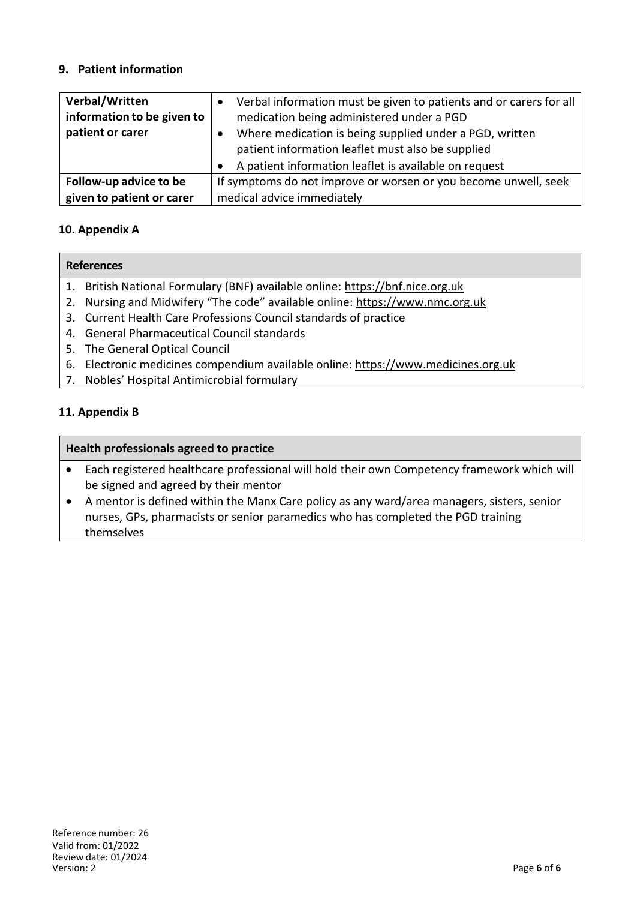## 9. Patient information

| | |
|---|---|
| **Verbal/Written information to be given to patient or carer** | • Verbal information must be given to patients and or carers for all medication being administered under a PGD<br>• Where medication is being supplied under a PGD, written patient information leaflet must also be supplied<br>• A patient information leaflet is available on request |
| **Follow-up advice to be given to patient or carer** | If symptoms do not improve or worsen or you become unwell, seek medical advice immediately |

## 10. Appendix A

| **References** |
|---|
| 1. British National Formulary (BNF) available online: https://bnf.nice.org.uk<br>2. Nursing and Midwifery "The code" available online: https://www.nmc.org.uk<br>3. Current Health Care Professions Council standards of practice<br>4. General Pharmaceutical Council standards<br>5. The General Optical Council<br>6. Electronic medicines compendium available online: https://www.medicines.org.uk<br>7. Nobles' Hospital Antimicrobial formulary |

## 11. Appendix B

| **Health professionals agreed to practice** |
|---|
| • Each registered healthcare professional will hold their own Competency framework which will be signed and agreed by their mentor<br>• A mentor is defined within the Manx Care policy as any ward/area managers, sisters, senior nurses, GPs, pharmacists or senior paramedics who has completed the PGD training themselves |

Reference number: 26
Valid from: 01/2022
Review date: 01/2024
Version: 2